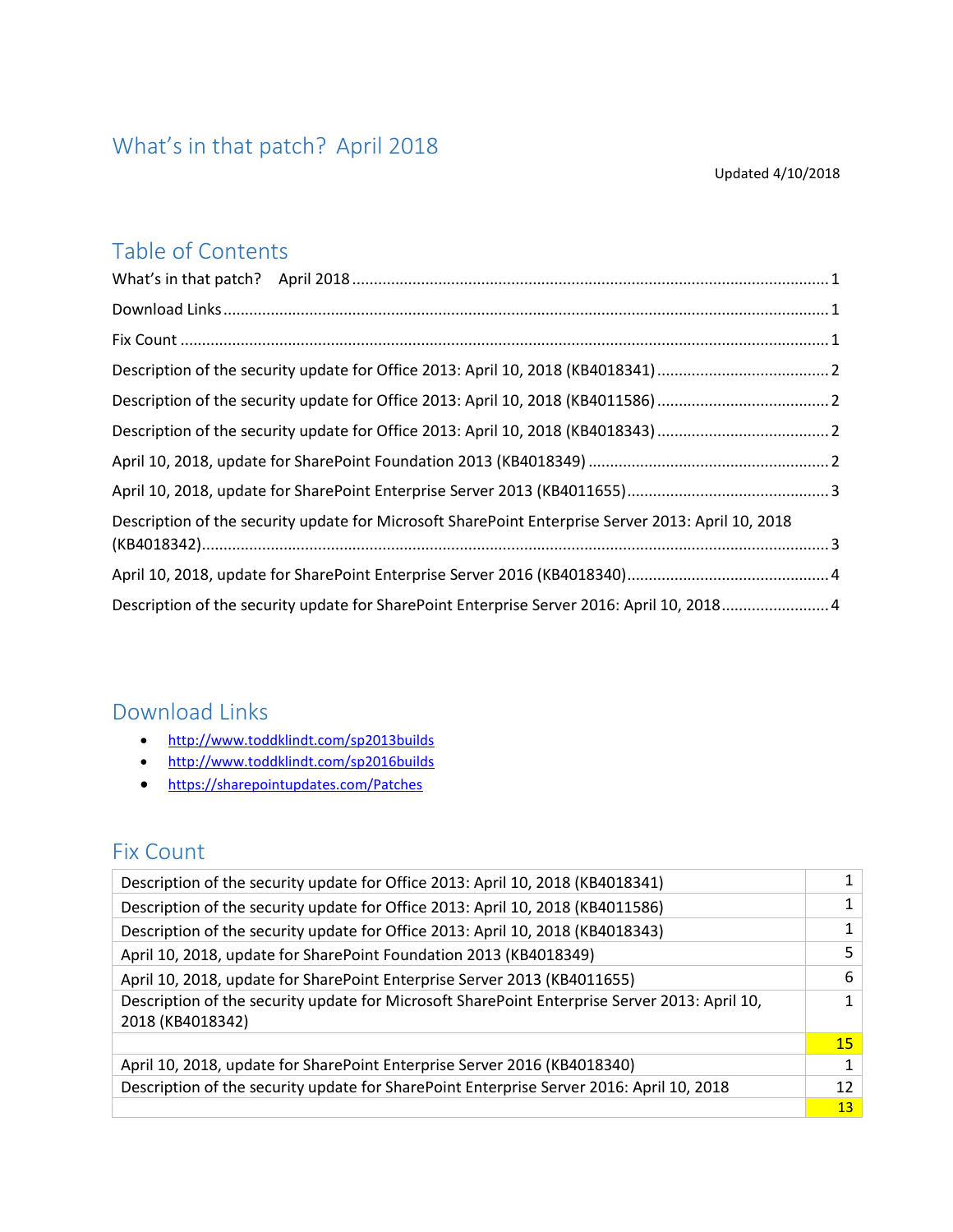# What's in that patch? April 2018

Updated 4/10/2018

## Table of Contents

What's in that patch? April 2018 ........ 1

Download Links ........ 1

Fix Count ........ 1

Description of the security update for Office 2013: April 10, 2018 (KB4018341) ........ 2

Description of the security update for Office 2013: April 10, 2018 (KB4011586) ........ 2

Description of the security update for Office 2013: April 10, 2018 (KB4018343) ........ 2

April 10, 2018, update for SharePoint Foundation 2013 (KB4018349) ........ 2

April 10, 2018, update for SharePoint Enterprise Server 2013 (KB4011655) ........ 3

Description of the security update for Microsoft SharePoint Enterprise Server 2013: April 10, 2018 (KB4018342) ........ 3

April 10, 2018, update for SharePoint Enterprise Server 2016 (KB4018340) ........ 4

Description of the security update for SharePoint Enterprise Server 2016: April 10, 2018 ........ 4

## Download Links

- http://www.toddklindt.com/sp2013builds
- http://www.toddklindt.com/sp2016builds
- https://sharepointupdates.com/Patches

## Fix Count

| | |
|---|---|
| Description of the security update for Office 2013: April 10, 2018 (KB4018341) | 1 |
| Description of the security update for Office 2013: April 10, 2018 (KB4011586) | 1 |
| Description of the security update for Office 2013: April 10, 2018 (KB4018343) | 1 |
| April 10, 2018, update for SharePoint Foundation 2013 (KB4018349) | 5 |
| April 10, 2018, update for SharePoint Enterprise Server 2013 (KB4011655) | 6 |
| Description of the security update for Microsoft SharePoint Enterprise Server 2013: April 10, 2018 (KB4018342) | 1 |
| | 15 |
| April 10, 2018, update for SharePoint Enterprise Server 2016 (KB4018340) | 1 |
| Description of the security update for SharePoint Enterprise Server 2016: April 10, 2018 | 12 |
| | 13 |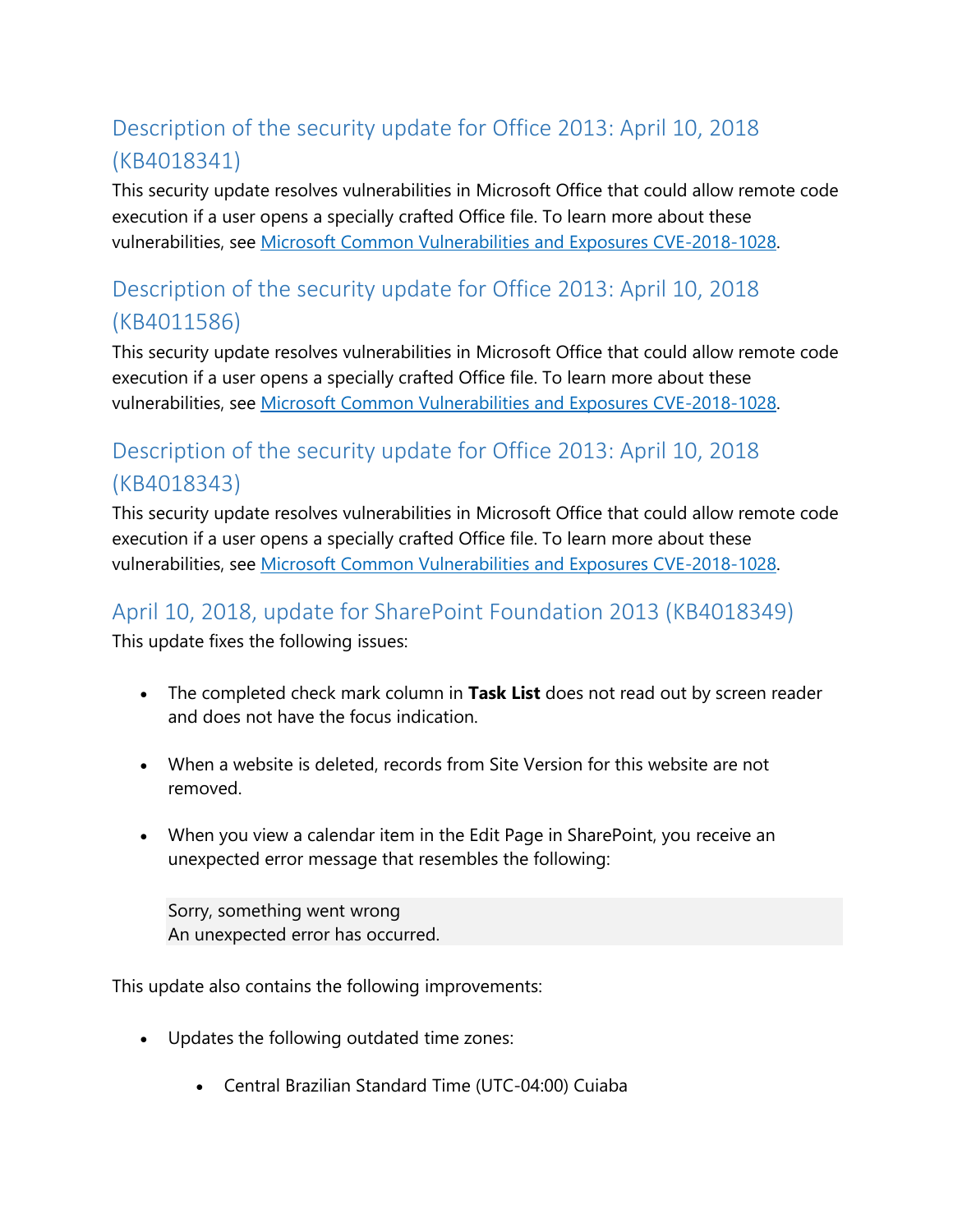## Description of the security update for Office 2013: April 10, 2018 (KB4018341)

This security update resolves vulnerabilities in Microsoft Office that could allow remote code execution if a user opens a specially crafted Office file. To learn more about these vulnerabilities, see [Microsoft Common Vulnerabilities and Exposures CVE-2018-1028]().

## Description of the security update for Office 2013: April 10, 2018 (KB4011586)

This security update resolves vulnerabilities in Microsoft Office that could allow remote code execution if a user opens a specially crafted Office file. To learn more about these vulnerabilities, see [Microsoft Common Vulnerabilities and Exposures CVE-2018-1028]().

## Description of the security update for Office 2013: April 10, 2018 (KB4018343)

This security update resolves vulnerabilities in Microsoft Office that could allow remote code execution if a user opens a specially crafted Office file. To learn more about these vulnerabilities, see [Microsoft Common Vulnerabilities and Exposures CVE-2018-1028]().

## April 10, 2018, update for SharePoint Foundation 2013 (KB4018349)

This update fixes the following issues:

- The completed check mark column in **Task List** does not read out by screen reader and does not have the focus indication.
- When a website is deleted, records from Site Version for this website are not removed.
- When you view a calendar item in the Edit Page in SharePoint, you receive an unexpected error message that resembles the following:

  ```
  Sorry, something went wrong
  An unexpected error has occurred.
  ```

This update also contains the following improvements:

- Updates the following outdated time zones:
  - Central Brazilian Standard Time (UTC-04:00) Cuiaba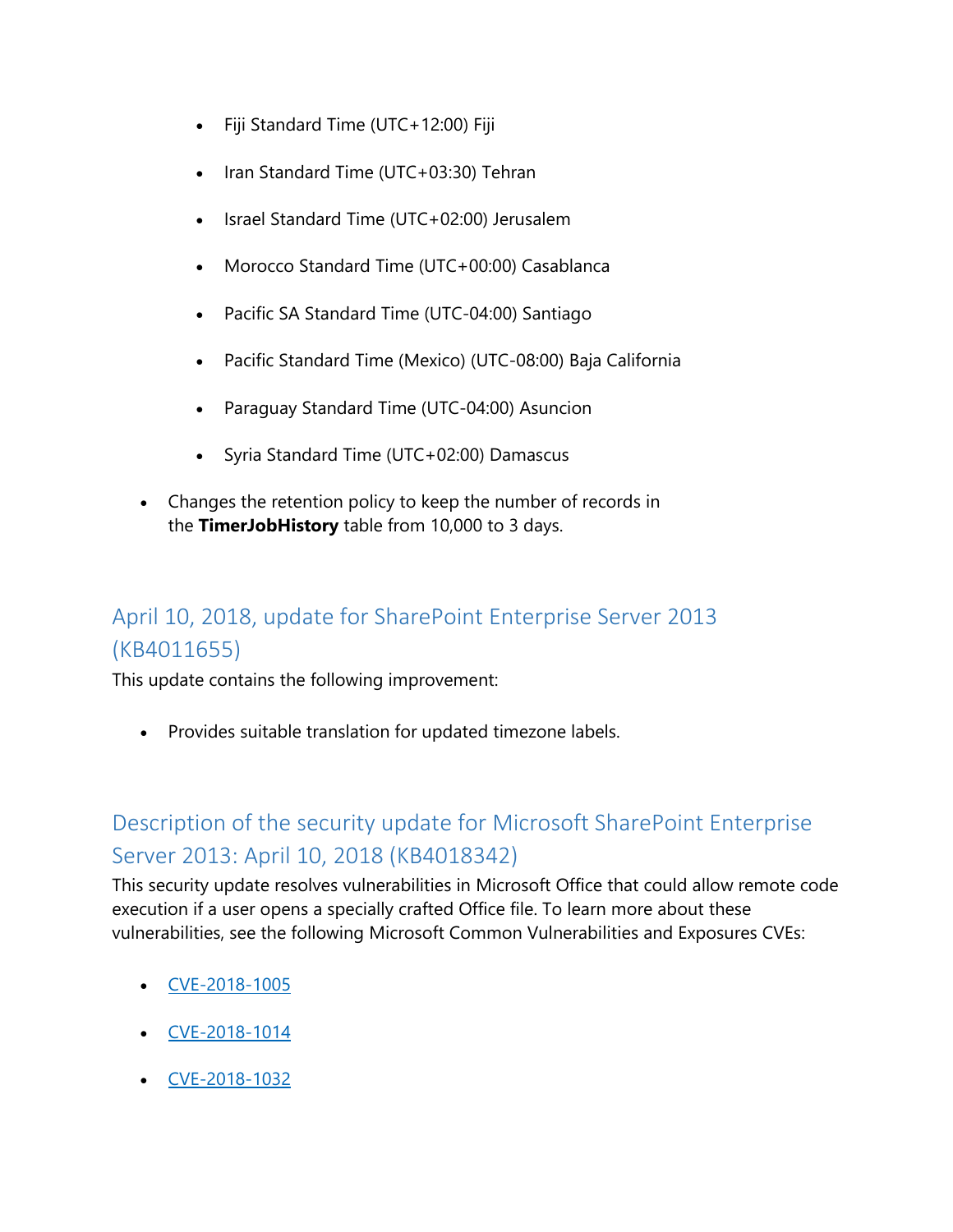- Fiji Standard Time (UTC+12:00) Fiji
    - Iran Standard Time (UTC+03:30) Tehran
    - Israel Standard Time (UTC+02:00) Jerusalem
    - Morocco Standard Time (UTC+00:00) Casablanca
    - Pacific SA Standard Time (UTC-04:00) Santiago
    - Pacific Standard Time (Mexico) (UTC-08:00) Baja California
    - Paraguay Standard Time (UTC-04:00) Asuncion
    - Syria Standard Time (UTC+02:00) Damascus
- Changes the retention policy to keep the number of records in the **TimerJobHistory** table from 10,000 to 3 days.

## April 10, 2018, update for SharePoint Enterprise Server 2013 (KB4011655)

This update contains the following improvement:

- Provides suitable translation for updated timezone labels.

## Description of the security update for Microsoft SharePoint Enterprise Server 2013: April 10, 2018 (KB4018342)

This security update resolves vulnerabilities in Microsoft Office that could allow remote code execution if a user opens a specially crafted Office file. To learn more about these vulnerabilities, see the following Microsoft Common Vulnerabilities and Exposures CVEs:

- CVE-2018-1005
- CVE-2018-1014
- CVE-2018-1032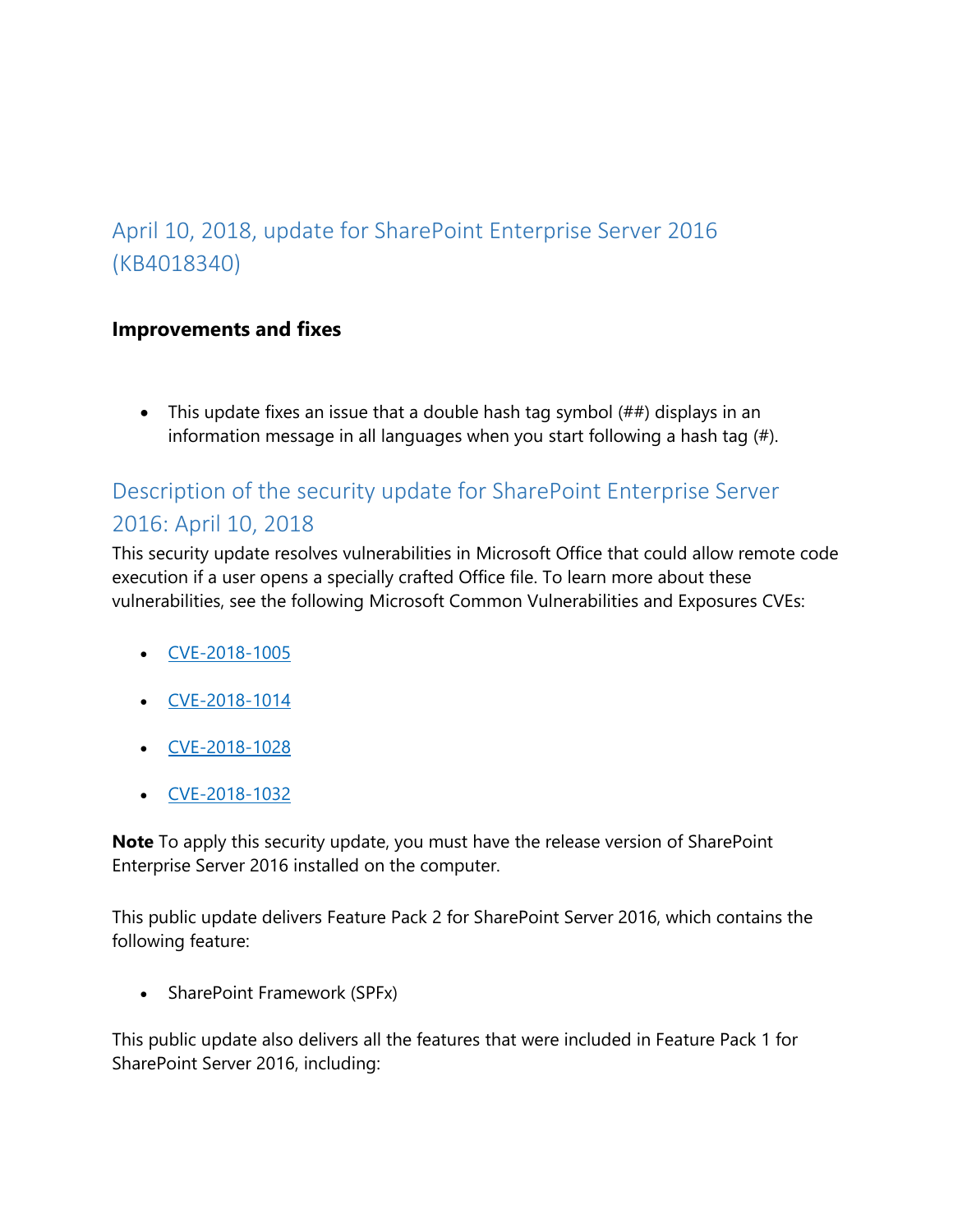## April 10, 2018, update for SharePoint Enterprise Server 2016 (KB4018340)

### Improvements and fixes

- This update fixes an issue that a double hash tag symbol (##) displays in an information message in all languages when you start following a hash tag (#).

## Description of the security update for SharePoint Enterprise Server 2016: April 10, 2018

This security update resolves vulnerabilities in Microsoft Office that could allow remote code execution if a user opens a specially crafted Office file. To learn more about these vulnerabilities, see the following Microsoft Common Vulnerabilities and Exposures CVEs:

- CVE-2018-1005
- CVE-2018-1014
- CVE-2018-1028
- CVE-2018-1032

**Note** To apply this security update, you must have the release version of SharePoint Enterprise Server 2016 installed on the computer.

This public update delivers Feature Pack 2 for SharePoint Server 2016, which contains the following feature:

- SharePoint Framework (SPFx)

This public update also delivers all the features that were included in Feature Pack 1 for SharePoint Server 2016, including: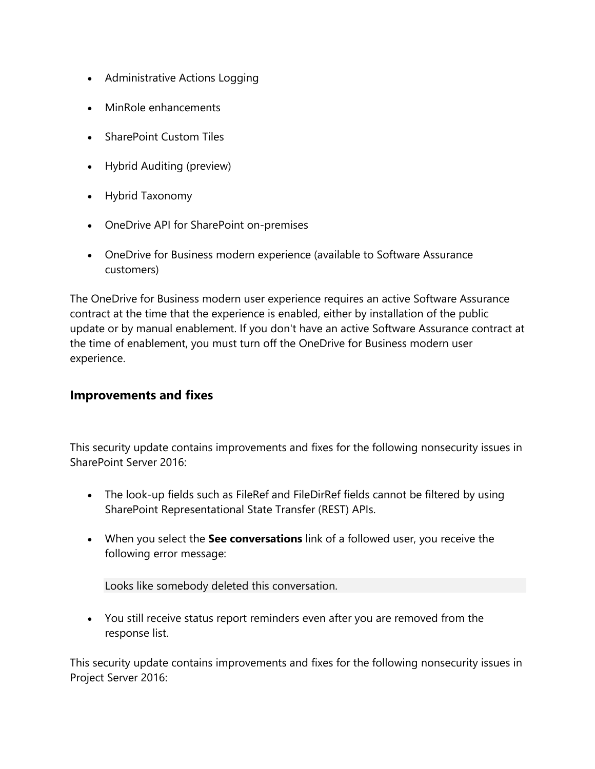- Administrative Actions Logging
- MinRole enhancements
- SharePoint Custom Tiles
- Hybrid Auditing (preview)
- Hybrid Taxonomy
- OneDrive API for SharePoint on-premises
- OneDrive for Business modern experience (available to Software Assurance customers)

The OneDrive for Business modern user experience requires an active Software Assurance contract at the time that the experience is enabled, either by installation of the public update or by manual enablement. If you don't have an active Software Assurance contract at the time of enablement, you must turn off the OneDrive for Business modern user experience.

### Improvements and fixes

This security update contains improvements and fixes for the following nonsecurity issues in SharePoint Server 2016:

- The look-up fields such as FileRef and FileDirRef fields cannot be filtered by using SharePoint Representational State Transfer (REST) APIs.
- When you select the **See conversations** link of a followed user, you receive the following error message:

  ```
  Looks like somebody deleted this conversation.
  ```

- You still receive status report reminders even after you are removed from the response list.

This security update contains improvements and fixes for the following nonsecurity issues in Project Server 2016: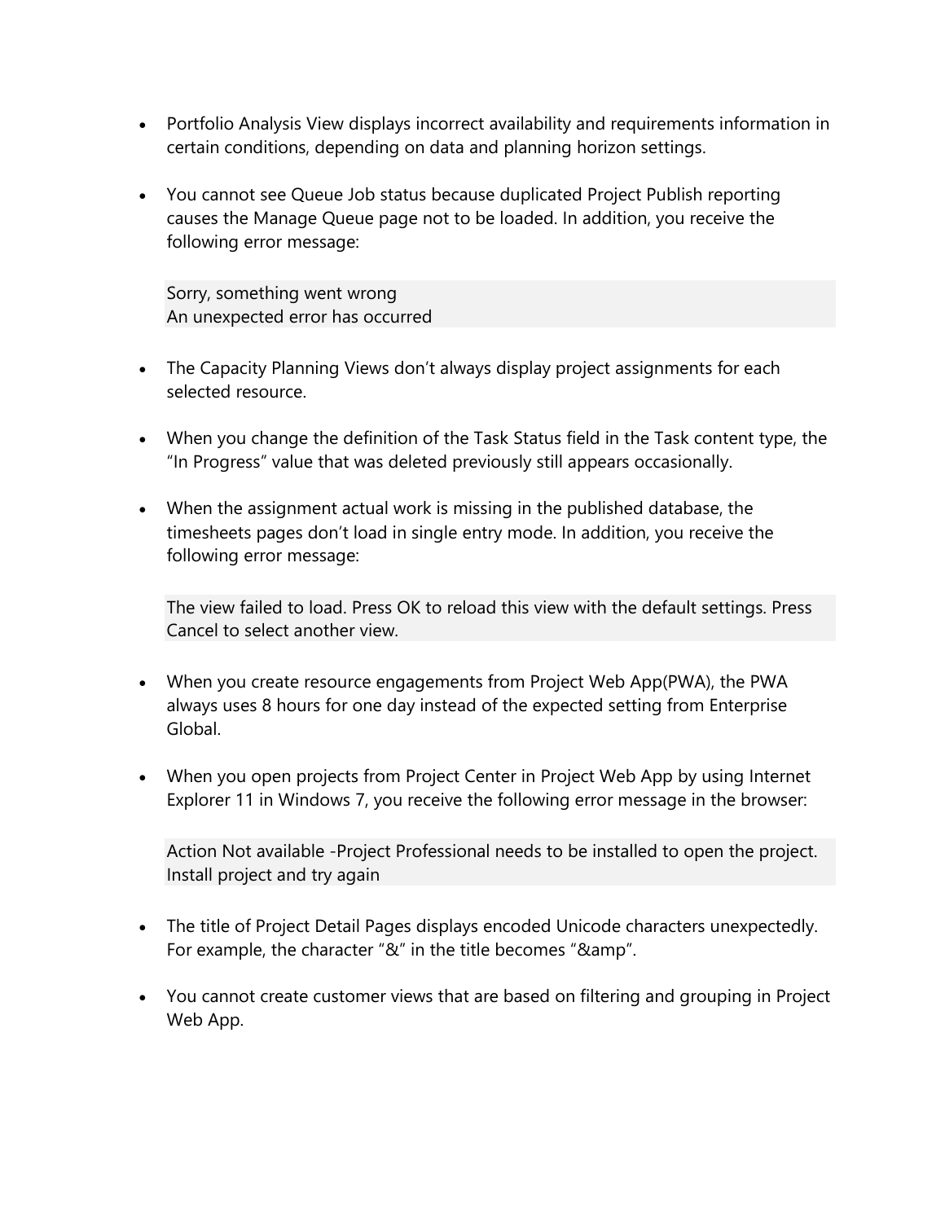- Portfolio Analysis View displays incorrect availability and requirements information in certain conditions, depending on data and planning horizon settings.

- You cannot see Queue Job status because duplicated Project Publish reporting causes the Manage Queue page not to be loaded. In addition, you receive the following error message:

  ```
  Sorry, something went wrong
  An unexpected error has occurred
  ```

- The Capacity Planning Views don't always display project assignments for each selected resource.

- When you change the definition of the Task Status field in the Task content type, the "In Progress" value that was deleted previously still appears occasionally.

- When the assignment actual work is missing in the published database, the timesheets pages don't load in single entry mode. In addition, you receive the following error message:

  ```
  The view failed to load. Press OK to reload this view with the default settings. Press Cancel to select another view.
  ```

- When you create resource engagements from Project Web App(PWA), the PWA always uses 8 hours for one day instead of the expected setting from Enterprise Global.

- When you open projects from Project Center in Project Web App by using Internet Explorer 11 in Windows 7, you receive the following error message in the browser:

  ```
  Action Not available -Project Professional needs to be installed to open the project. Install project and try again
  ```

- The title of Project Detail Pages displays encoded Unicode characters unexpectedly. For example, the character "&" in the title becomes "&amp".

- You cannot create customer views that are based on filtering and grouping in Project Web App.